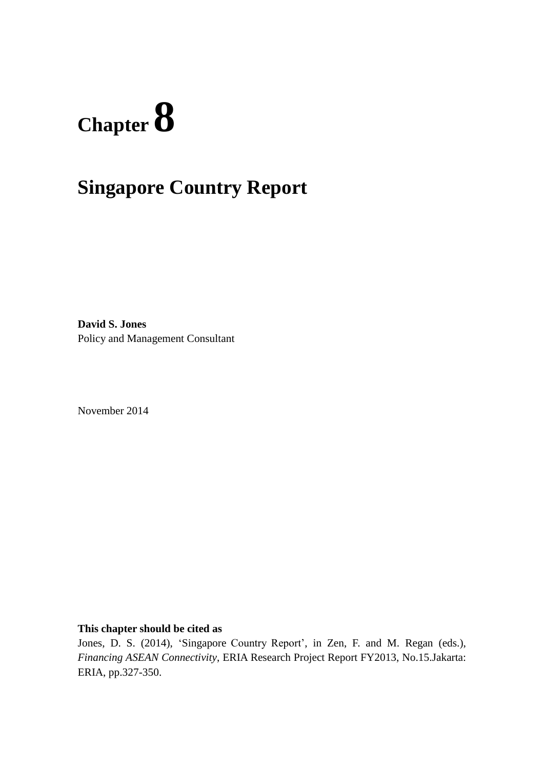# Chapter 8

# Singapore Country Report

**David S. Jones**
Policy and Management Consultant

November 2014

**This chapter should be cited as**

Jones, D. S. (2014), 'Singapore Country Report', in Zen, F. and M. Regan (eds.), *Financing ASEAN Connectivity*, ERIA Research Project Report FY2013, No.15.Jakarta: ERIA, pp.327-350.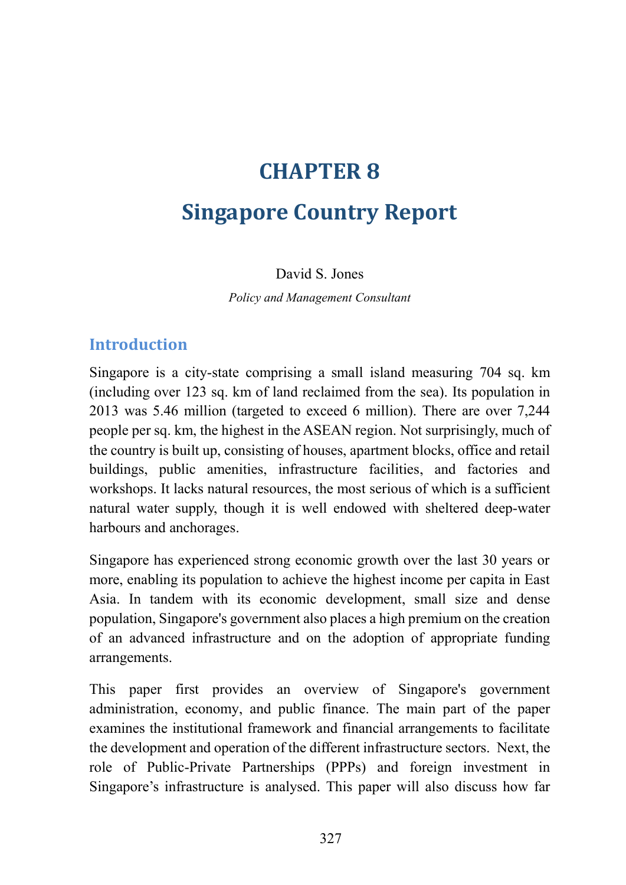# CHAPTER 8

# Singapore Country Report

David S. Jones

*Policy and Management Consultant*

## Introduction

Singapore is a city-state comprising a small island measuring 704 sq. km (including over 123 sq. km of land reclaimed from the sea). Its population in 2013 was 5.46 million (targeted to exceed 6 million). There are over 7,244 people per sq. km, the highest in the ASEAN region. Not surprisingly, much of the country is built up, consisting of houses, apartment blocks, office and retail buildings, public amenities, infrastructure facilities, and factories and workshops. It lacks natural resources, the most serious of which is a sufficient natural water supply, though it is well endowed with sheltered deep-water harbours and anchorages.

Singapore has experienced strong economic growth over the last 30 years or more, enabling its population to achieve the highest income per capita in East Asia. In tandem with its economic development, small size and dense population, Singapore's government also places a high premium on the creation of an advanced infrastructure and on the adoption of appropriate funding arrangements.

This paper first provides an overview of Singapore's government administration, economy, and public finance. The main part of the paper examines the institutional framework and financial arrangements to facilitate the development and operation of the different infrastructure sectors. Next, the role of Public-Private Partnerships (PPPs) and foreign investment in Singapore's infrastructure is analysed. This paper will also discuss how far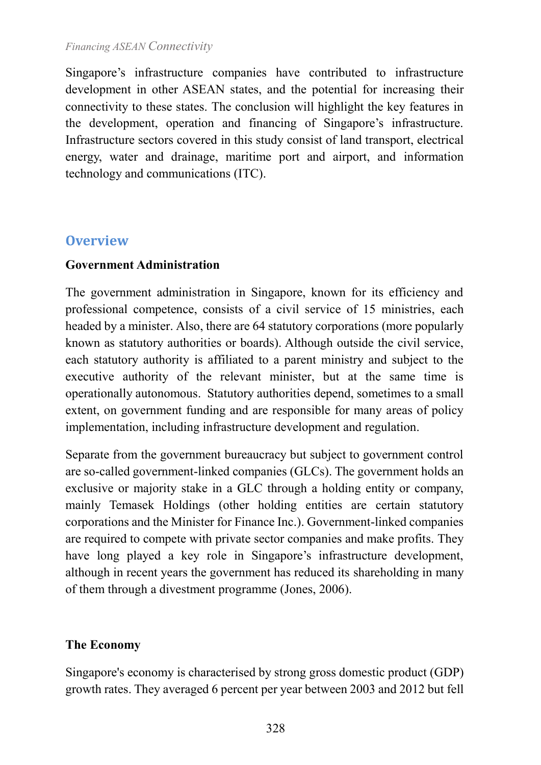Singapore's infrastructure companies have contributed to infrastructure development in other ASEAN states, and the potential for increasing their connectivity to these states. The conclusion will highlight the key features in the development, operation and financing of Singapore's infrastructure. Infrastructure sectors covered in this study consist of land transport, electrical energy, water and drainage, maritime port and airport, and information technology and communications (ITC).

## Overview

### Government Administration

The government administration in Singapore, known for its efficiency and professional competence, consists of a civil service of 15 ministries, each headed by a minister. Also, there are 64 statutory corporations (more popularly known as statutory authorities or boards). Although outside the civil service, each statutory authority is affiliated to a parent ministry and subject to the executive authority of the relevant minister, but at the same time is operationally autonomous. Statutory authorities depend, sometimes to a small extent, on government funding and are responsible for many areas of policy implementation, including infrastructure development and regulation.

Separate from the government bureaucracy but subject to government control are so-called government-linked companies (GLCs). The government holds an exclusive or majority stake in a GLC through a holding entity or company, mainly Temasek Holdings (other holding entities are certain statutory corporations and the Minister for Finance Inc.). Government-linked companies are required to compete with private sector companies and make profits. They have long played a key role in Singapore's infrastructure development, although in recent years the government has reduced its shareholding in many of them through a divestment programme (Jones, 2006).

### The Economy

Singapore's economy is characterised by strong gross domestic product (GDP) growth rates. They averaged 6 percent per year between 2003 and 2012 but fell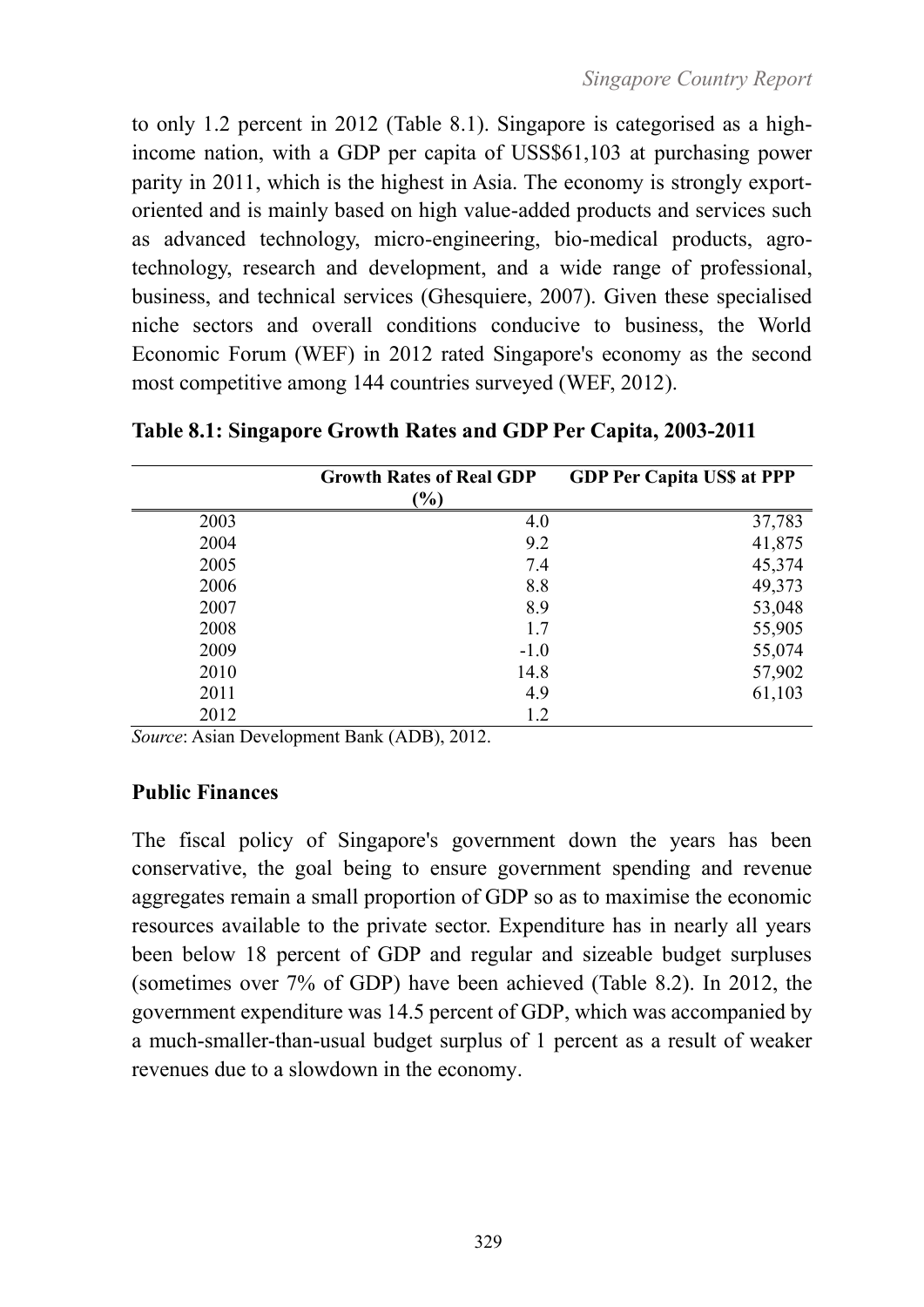to only 1.2 percent in 2012 (Table 8.1). Singapore is categorised as a high-income nation, with a GDP per capita of USS$61,103 at purchasing power parity in 2011, which is the highest in Asia. The economy is strongly export-oriented and is mainly based on high value-added products and services such as advanced technology, micro-engineering, bio-medical products, agro-technology, research and development, and a wide range of professional, business, and technical services (Ghesquiere, 2007). Given these specialised niche sectors and overall conditions conducive to business, the World Economic Forum (WEF) in 2012 rated Singapore's economy as the second most competitive among 144 countries surveyed (WEF, 2012).

**Table 8.1: Singapore Growth Rates and GDP Per Capita, 2003-2011**

| | Growth Rates of Real GDP (%) | GDP Per Capita US$ at PPP |
|---|---|---|
| 2003 | 4.0 | 37,783 |
| 2004 | 9.2 | 41,875 |
| 2005 | 7.4 | 45,374 |
| 2006 | 8.8 | 49,373 |
| 2007 | 8.9 | 53,048 |
| 2008 | 1.7 | 55,905 |
| 2009 | -1.0 | 55,074 |
| 2010 | 14.8 | 57,902 |
| 2011 | 4.9 | 61,103 |
| 2012 | 1.2 | |

*Source*: Asian Development Bank (ADB), 2012.

## Public Finances

The fiscal policy of Singapore's government down the years has been conservative, the goal being to ensure government spending and revenue aggregates remain a small proportion of GDP so as to maximise the economic resources available to the private sector. Expenditure has in nearly all years been below 18 percent of GDP and regular and sizeable budget surpluses (sometimes over 7% of GDP) have been achieved (Table 8.2). In 2012, the government expenditure was 14.5 percent of GDP, which was accompanied by a much-smaller-than-usual budget surplus of 1 percent as a result of weaker revenues due to a slowdown in the economy.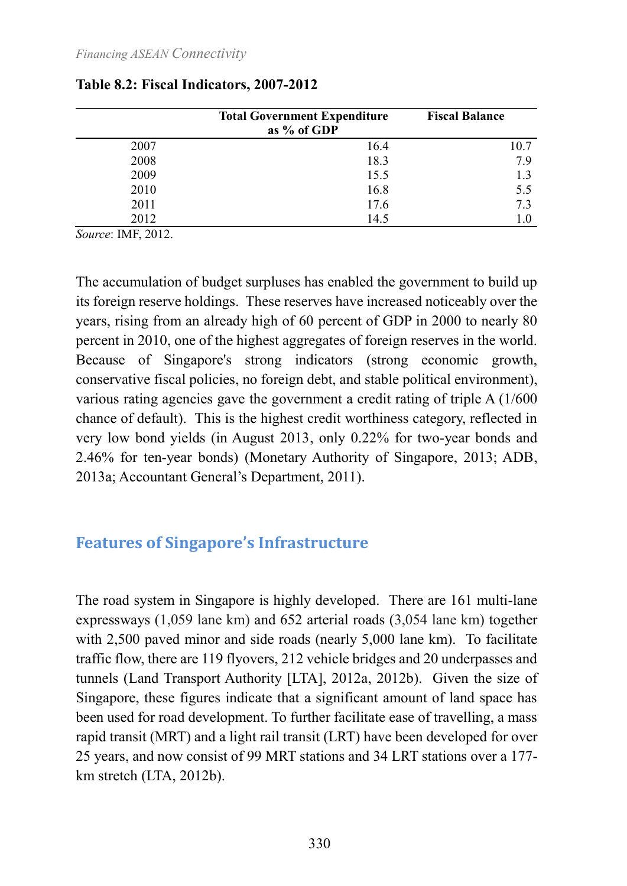**Table 8.2: Fiscal Indicators, 2007-2012**

| | Total Government Expenditure as % of GDP | Fiscal Balance |
|---|---|---|
| 2007 | 16.4 | 10.7 |
| 2008 | 18.3 | 7.9 |
| 2009 | 15.5 | 1.3 |
| 2010 | 16.8 | 5.5 |
| 2011 | 17.6 | 7.3 |
| 2012 | 14.5 | 1.0 |

*Source*: IMF, 2012.

The accumulation of budget surpluses has enabled the government to build up its foreign reserve holdings. These reserves have increased noticeably over the years, rising from an already high of 60 percent of GDP in 2000 to nearly 80 percent in 2010, one of the highest aggregates of foreign reserves in the world. Because of Singapore's strong indicators (strong economic growth, conservative fiscal policies, no foreign debt, and stable political environment), various rating agencies gave the government a credit rating of triple A (1/600 chance of default). This is the highest credit worthiness category, reflected in very low bond yields (in August 2013, only 0.22% for two-year bonds and 2.46% for ten-year bonds) (Monetary Authority of Singapore, 2013; ADB, 2013a; Accountant General's Department, 2011).

## Features of Singapore's Infrastructure

The road system in Singapore is highly developed. There are 161 multi-lane expressways (1,059 lane km) and 652 arterial roads (3,054 lane km) together with 2,500 paved minor and side roads (nearly 5,000 lane km). To facilitate traffic flow, there are 119 flyovers, 212 vehicle bridges and 20 underpasses and tunnels (Land Transport Authority [LTA], 2012a, 2012b). Given the size of Singapore, these figures indicate that a significant amount of land space has been used for road development. To further facilitate ease of travelling, a mass rapid transit (MRT) and a light rail transit (LRT) have been developed for over 25 years, and now consist of 99 MRT stations and 34 LRT stations over a 177-km stretch (LTA, 2012b).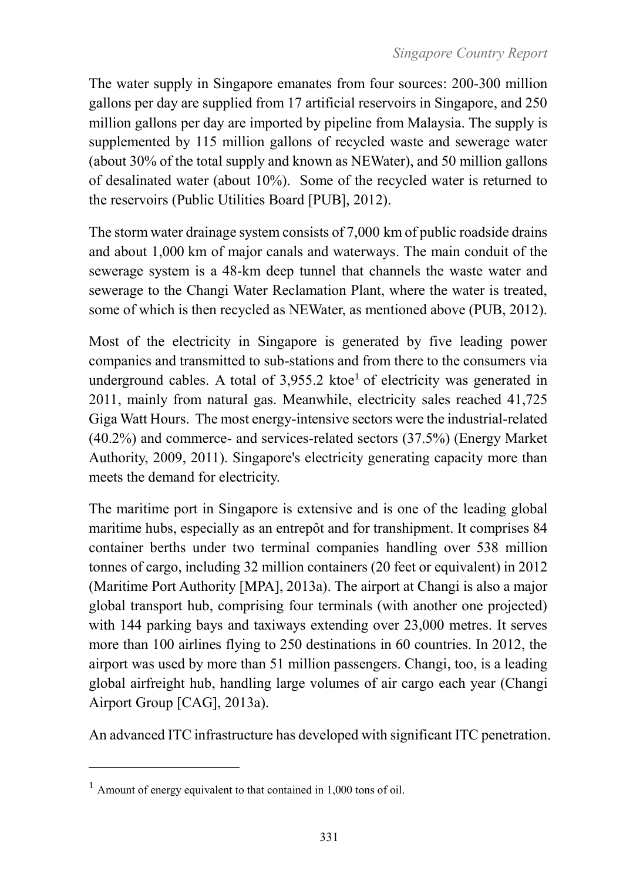The water supply in Singapore emanates from four sources: 200-300 million gallons per day are supplied from 17 artificial reservoirs in Singapore, and 250 million gallons per day are imported by pipeline from Malaysia. The supply is supplemented by 115 million gallons of recycled waste and sewerage water (about 30% of the total supply and known as NEWater), and 50 million gallons of desalinated water (about 10%). Some of the recycled water is returned to the reservoirs (Public Utilities Board [PUB], 2012).

The storm water drainage system consists of 7,000 km of public roadside drains and about 1,000 km of major canals and waterways. The main conduit of the sewerage system is a 48-km deep tunnel that channels the waste water and sewerage to the Changi Water Reclamation Plant, where the water is treated, some of which is then recycled as NEWater, as mentioned above (PUB, 2012).

Most of the electricity in Singapore is generated by five leading power companies and transmitted to sub-stations and from there to the consumers via underground cables. A total of 3,955.2 ktoe[1] of electricity was generated in 2011, mainly from natural gas. Meanwhile, electricity sales reached 41,725 Giga Watt Hours. The most energy-intensive sectors were the industrial-related (40.2%) and commerce- and services-related sectors (37.5%) (Energy Market Authority, 2009, 2011). Singapore's electricity generating capacity more than meets the demand for electricity.

The maritime port in Singapore is extensive and is one of the leading global maritime hubs, especially as an entrepôt and for transhipment. It comprises 84 container berths under two terminal companies handling over 538 million tonnes of cargo, including 32 million containers (20 feet or equivalent) in 2012 (Maritime Port Authority [MPA], 2013a). The airport at Changi is also a major global transport hub, comprising four terminals (with another one projected) with 144 parking bays and taxiways extending over 23,000 metres. It serves more than 100 airlines flying to 250 destinations in 60 countries. In 2012, the airport was used by more than 51 million passengers. Changi, too, is a leading global airfreight hub, handling large volumes of air cargo each year (Changi Airport Group [CAG], 2013a).

An advanced ITC infrastructure has developed with significant ITC penetration.

---

[1] Amount of energy equivalent to that contained in 1,000 tons of oil.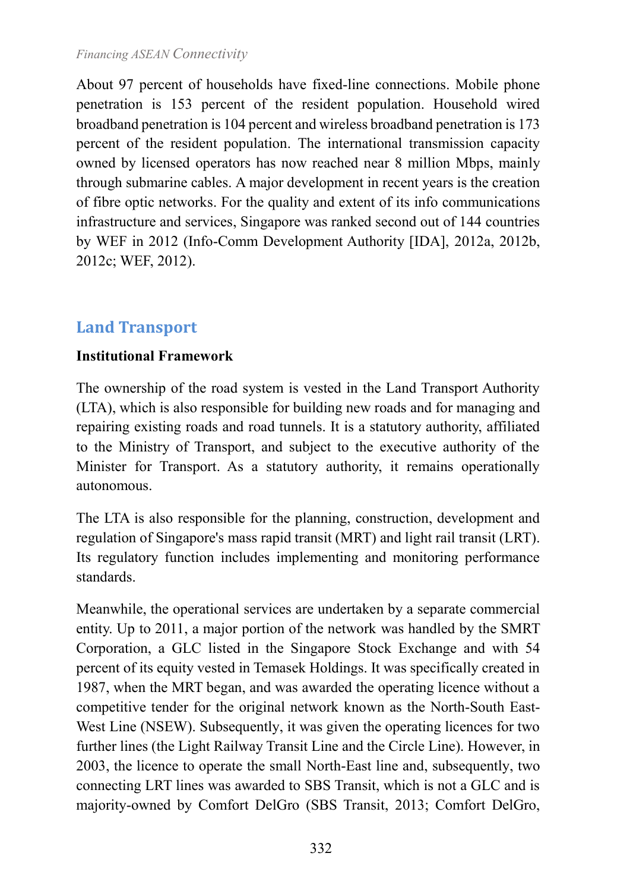About 97 percent of households have fixed-line connections. Mobile phone penetration is 153 percent of the resident population. Household wired broadband penetration is 104 percent and wireless broadband penetration is 173 percent of the resident population. The international transmission capacity owned by licensed operators has now reached near 8 million Mbps, mainly through submarine cables. A major development in recent years is the creation of fibre optic networks. For the quality and extent of its info communications infrastructure and services, Singapore was ranked second out of 144 countries by WEF in 2012 (Info-Comm Development Authority [IDA], 2012a, 2012b, 2012c; WEF, 2012).

## Land Transport

**Institutional Framework**

The ownership of the road system is vested in the Land Transport Authority (LTA), which is also responsible for building new roads and for managing and repairing existing roads and road tunnels. It is a statutory authority, affiliated to the Ministry of Transport, and subject to the executive authority of the Minister for Transport. As a statutory authority, it remains operationally autonomous.

The LTA is also responsible for the planning, construction, development and regulation of Singapore's mass rapid transit (MRT) and light rail transit (LRT). Its regulatory function includes implementing and monitoring performance standards.

Meanwhile, the operational services are undertaken by a separate commercial entity. Up to 2011, a major portion of the network was handled by the SMRT Corporation, a GLC listed in the Singapore Stock Exchange and with 54 percent of its equity vested in Temasek Holdings. It was specifically created in 1987, when the MRT began, and was awarded the operating licence without a competitive tender for the original network known as the North-South East-West Line (NSEW). Subsequently, it was given the operating licences for two further lines (the Light Railway Transit Line and the Circle Line). However, in 2003, the licence to operate the small North-East line and, subsequently, two connecting LRT lines was awarded to SBS Transit, which is not a GLC and is majority-owned by Comfort DelGro (SBS Transit, 2013; Comfort DelGro,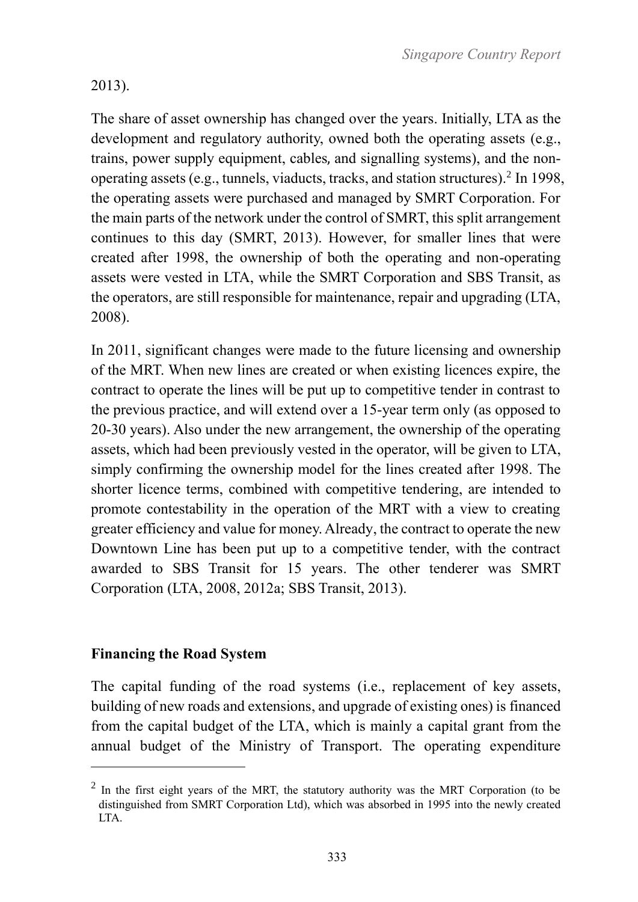2013).

The share of asset ownership has changed over the years. Initially, LTA as the development and regulatory authority, owned both the operating assets (e.g., trains, power supply equipment, cables, and signalling systems), and the non-operating assets (e.g., tunnels, viaducts, tracks, and station structures).[2] In 1998, the operating assets were purchased and managed by SMRT Corporation. For the main parts of the network under the control of SMRT, this split arrangement continues to this day (SMRT, 2013). However, for smaller lines that were created after 1998, the ownership of both the operating and non-operating assets were vested in LTA, while the SMRT Corporation and SBS Transit, as the operators, are still responsible for maintenance, repair and upgrading (LTA, 2008).

In 2011, significant changes were made to the future licensing and ownership of the MRT. When new lines are created or when existing licences expire, the contract to operate the lines will be put up to competitive tender in contrast to the previous practice, and will extend over a 15-year term only (as opposed to 20-30 years). Also under the new arrangement, the ownership of the operating assets, which had been previously vested in the operator, will be given to LTA, simply confirming the ownership model for the lines created after 1998. The shorter licence terms, combined with competitive tendering, are intended to promote contestability in the operation of the MRT with a view to creating greater efficiency and value for money. Already, the contract to operate the new Downtown Line has been put up to a competitive tender, with the contract awarded to SBS Transit for 15 years. The other tenderer was SMRT Corporation (LTA, 2008, 2012a; SBS Transit, 2013).

**Financing the Road System**

The capital funding of the road systems (i.e., replacement of key assets, building of new roads and extensions, and upgrade of existing ones) is financed from the capital budget of the LTA, which is mainly a capital grant from the annual budget of the Ministry of Transport. The operating expenditure

[2] In the first eight years of the MRT, the statutory authority was the MRT Corporation (to be distinguished from SMRT Corporation Ltd), which was absorbed in 1995 into the newly created LTA.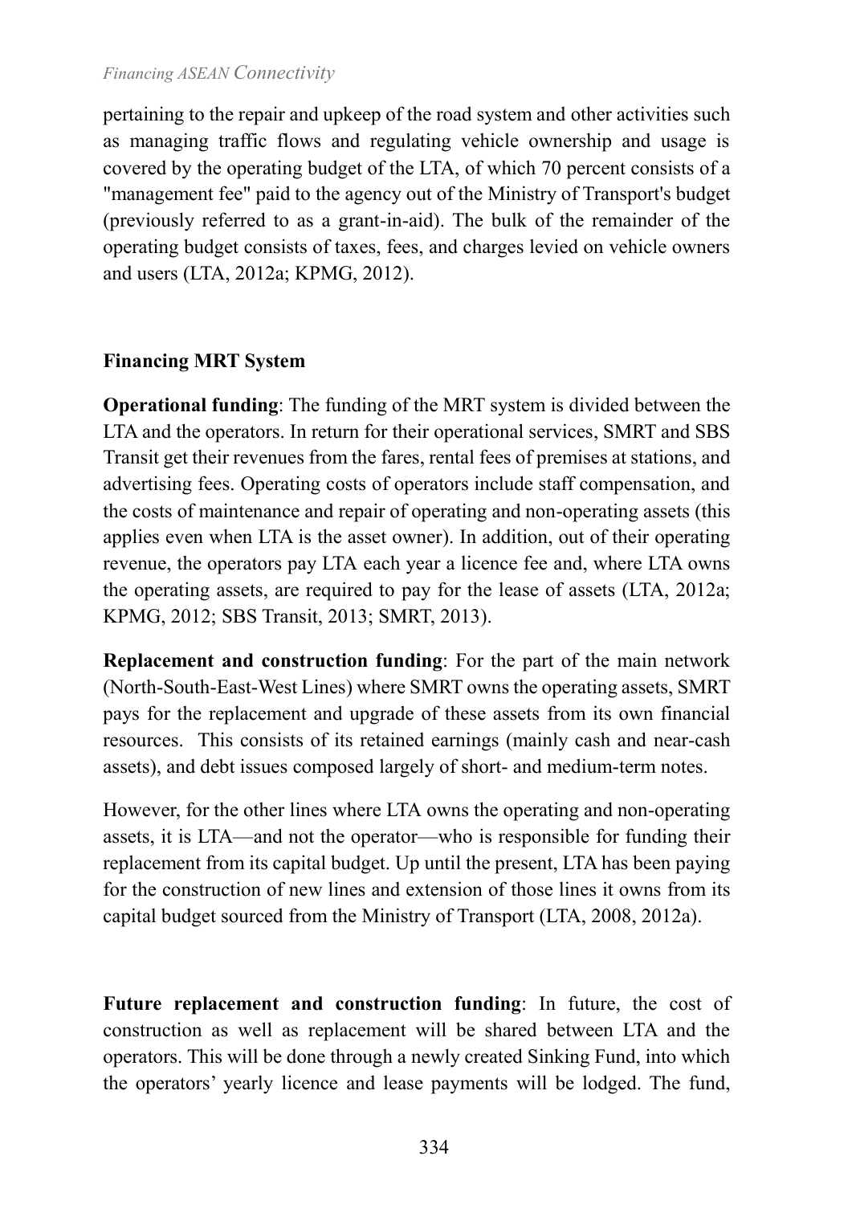pertaining to the repair and upkeep of the road system and other activities such as managing traffic flows and regulating vehicle ownership and usage is covered by the operating budget of the LTA, of which 70 percent consists of a "management fee" paid to the agency out of the Ministry of Transport's budget (previously referred to as a grant-in-aid). The bulk of the remainder of the operating budget consists of taxes, fees, and charges levied on vehicle owners and users (LTA, 2012a; KPMG, 2012).

**Financing MRT System**

**Operational funding**: The funding of the MRT system is divided between the LTA and the operators. In return for their operational services, SMRT and SBS Transit get their revenues from the fares, rental fees of premises at stations, and advertising fees. Operating costs of operators include staff compensation, and the costs of maintenance and repair of operating and non-operating assets (this applies even when LTA is the asset owner). In addition, out of their operating revenue, the operators pay LTA each year a licence fee and, where LTA owns the operating assets, are required to pay for the lease of assets (LTA, 2012a; KPMG, 2012; SBS Transit, 2013; SMRT, 2013).

**Replacement and construction funding**: For the part of the main network (North-South-East-West Lines) where SMRT owns the operating assets, SMRT pays for the replacement and upgrade of these assets from its own financial resources. This consists of its retained earnings (mainly cash and near-cash assets), and debt issues composed largely of short- and medium-term notes.

However, for the other lines where LTA owns the operating and non-operating assets, it is LTA—and not the operator—who is responsible for funding their replacement from its capital budget. Up until the present, LTA has been paying for the construction of new lines and extension of those lines it owns from its capital budget sourced from the Ministry of Transport (LTA, 2008, 2012a).

**Future replacement and construction funding**: In future, the cost of construction as well as replacement will be shared between LTA and the operators. This will be done through a newly created Sinking Fund, into which the operators' yearly licence and lease payments will be lodged. The fund,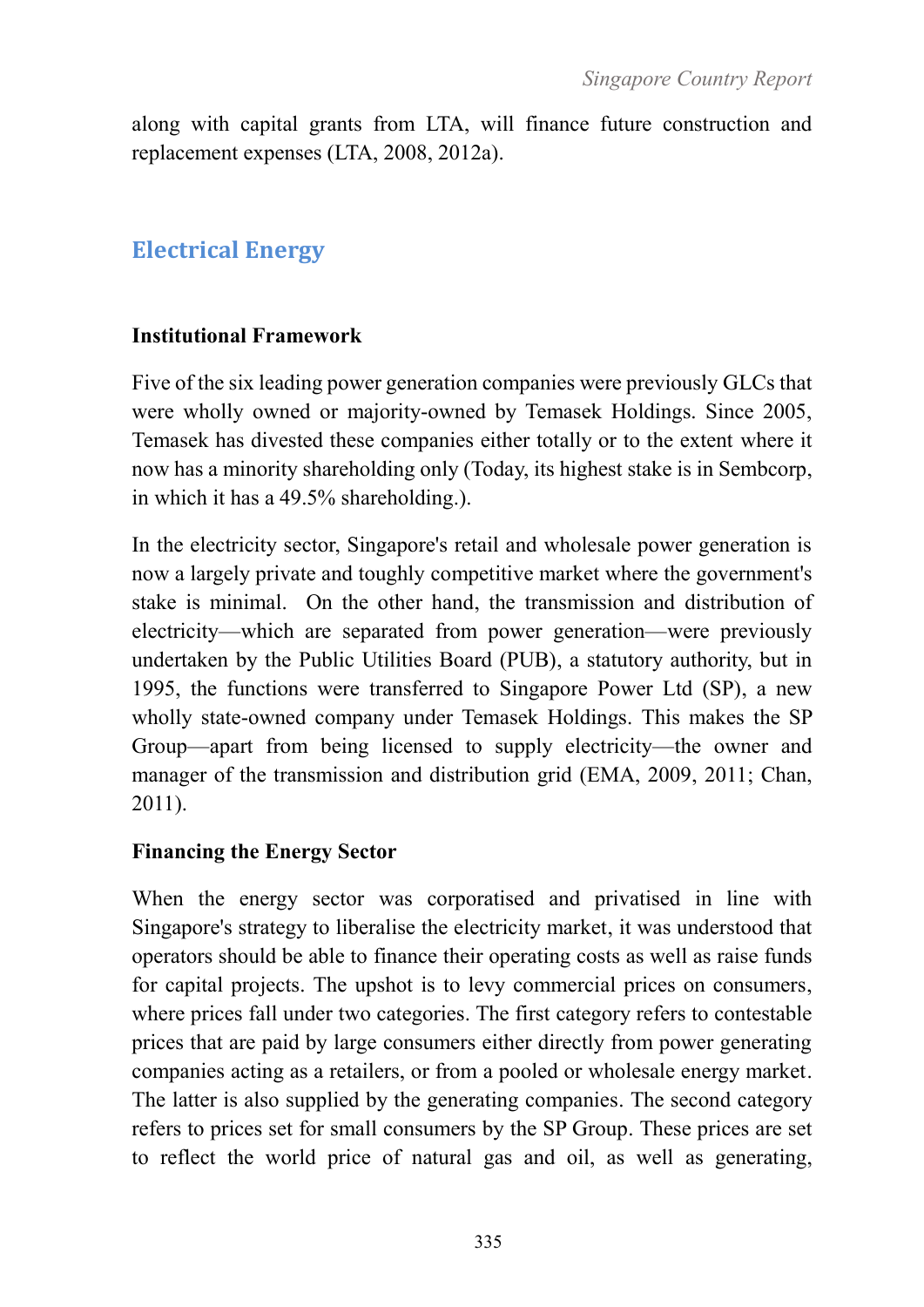along with capital grants from LTA, will finance future construction and replacement expenses (LTA, 2008, 2012a).

## Electrical Energy

### Institutional Framework

Five of the six leading power generation companies were previously GLCs that were wholly owned or majority-owned by Temasek Holdings. Since 2005, Temasek has divested these companies either totally or to the extent where it now has a minority shareholding only (Today, its highest stake is in Sembcorp, in which it has a 49.5% shareholding.).

In the electricity sector, Singapore's retail and wholesale power generation is now a largely private and toughly competitive market where the government's stake is minimal. On the other hand, the transmission and distribution of electricity—which are separated from power generation—were previously undertaken by the Public Utilities Board (PUB), a statutory authority, but in 1995, the functions were transferred to Singapore Power Ltd (SP), a new wholly state-owned company under Temasek Holdings. This makes the SP Group—apart from being licensed to supply electricity—the owner and manager of the transmission and distribution grid (EMA, 2009, 2011; Chan, 2011).

### Financing the Energy Sector

When the energy sector was corporatised and privatised in line with Singapore's strategy to liberalise the electricity market, it was understood that operators should be able to finance their operating costs as well as raise funds for capital projects. The upshot is to levy commercial prices on consumers, where prices fall under two categories. The first category refers to contestable prices that are paid by large consumers either directly from power generating companies acting as a retailers, or from a pooled or wholesale energy market. The latter is also supplied by the generating companies. The second category refers to prices set for small consumers by the SP Group. These prices are set to reflect the world price of natural gas and oil, as well as generating,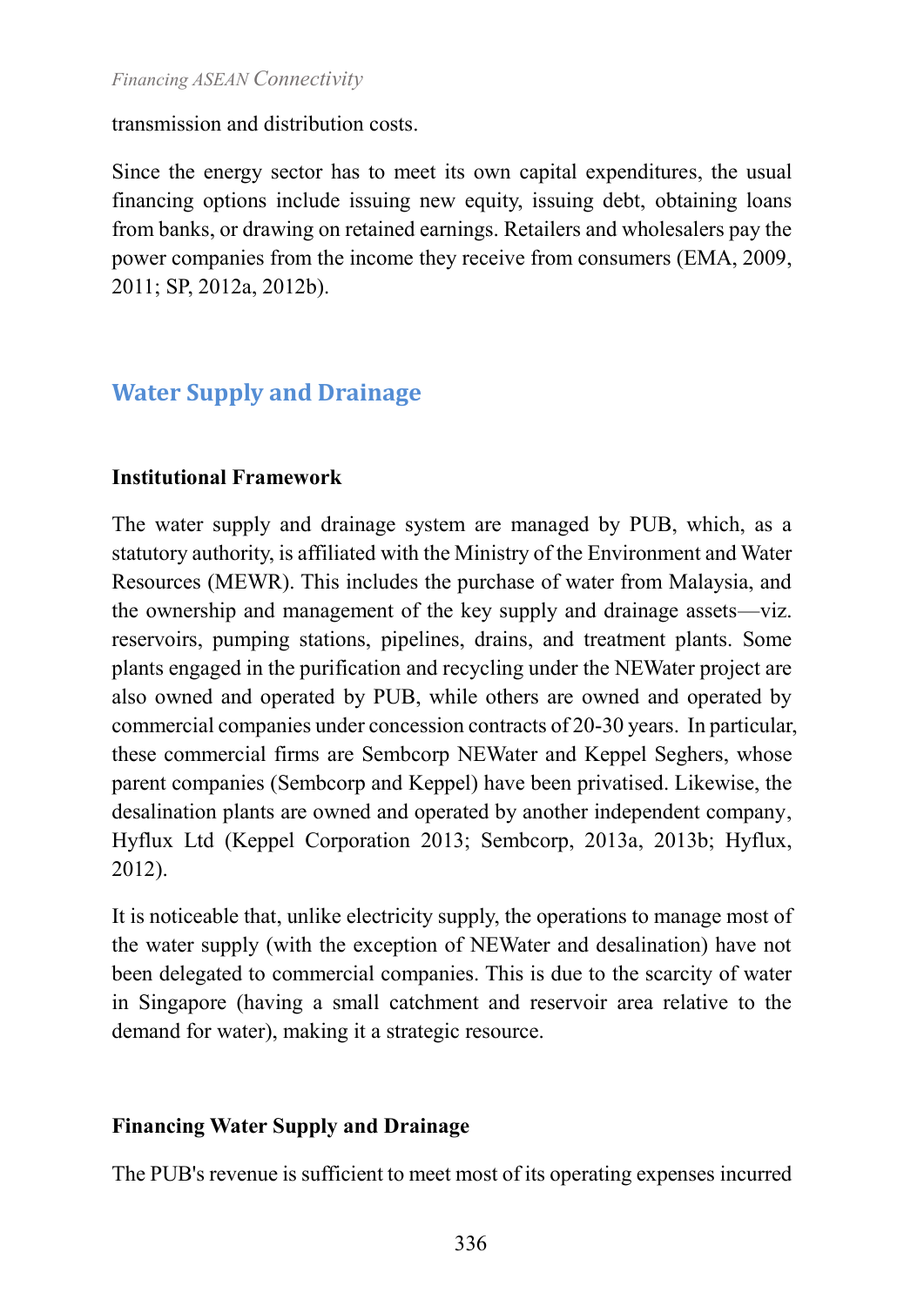transmission and distribution costs.

Since the energy sector has to meet its own capital expenditures, the usual financing options include issuing new equity, issuing debt, obtaining loans from banks, or drawing on retained earnings. Retailers and wholesalers pay the power companies from the income they receive from consumers (EMA, 2009, 2011; SP, 2012a, 2012b).

## Water Supply and Drainage

### Institutional Framework

The water supply and drainage system are managed by PUB, which, as a statutory authority, is affiliated with the Ministry of the Environment and Water Resources (MEWR). This includes the purchase of water from Malaysia, and the ownership and management of the key supply and drainage assets—viz. reservoirs, pumping stations, pipelines, drains, and treatment plants. Some plants engaged in the purification and recycling under the NEWater project are also owned and operated by PUB, while others are owned and operated by commercial companies under concession contracts of 20-30 years. In particular, these commercial firms are Sembcorp NEWater and Keppel Seghers, whose parent companies (Sembcorp and Keppel) have been privatised. Likewise, the desalination plants are owned and operated by another independent company, Hyflux Ltd (Keppel Corporation 2013; Sembcorp, 2013a, 2013b; Hyflux, 2012).

It is noticeable that, unlike electricity supply, the operations to manage most of the water supply (with the exception of NEWater and desalination) have not been delegated to commercial companies. This is due to the scarcity of water in Singapore (having a small catchment and reservoir area relative to the demand for water), making it a strategic resource.

### Financing Water Supply and Drainage

The PUB's revenue is sufficient to meet most of its operating expenses incurred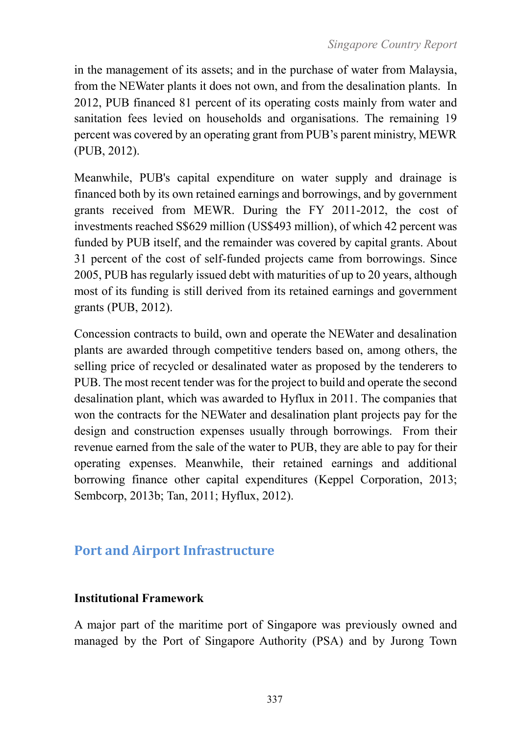in the management of its assets; and in the purchase of water from Malaysia, from the NEWater plants it does not own, and from the desalination plants. In 2012, PUB financed 81 percent of its operating costs mainly from water and sanitation fees levied on households and organisations. The remaining 19 percent was covered by an operating grant from PUB's parent ministry, MEWR (PUB, 2012).

Meanwhile, PUB's capital expenditure on water supply and drainage is financed both by its own retained earnings and borrowings, and by government grants received from MEWR. During the FY 2011-2012, the cost of investments reached S$629 million (US$493 million), of which 42 percent was funded by PUB itself, and the remainder was covered by capital grants. About 31 percent of the cost of self-funded projects came from borrowings. Since 2005, PUB has regularly issued debt with maturities of up to 20 years, although most of its funding is still derived from its retained earnings and government grants (PUB, 2012).

Concession contracts to build, own and operate the NEWater and desalination plants are awarded through competitive tenders based on, among others, the selling price of recycled or desalinated water as proposed by the tenderers to PUB. The most recent tender was for the project to build and operate the second desalination plant, which was awarded to Hyflux in 2011. The companies that won the contracts for the NEWater and desalination plant projects pay for the design and construction expenses usually through borrowings. From their revenue earned from the sale of the water to PUB, they are able to pay for their operating expenses. Meanwhile, their retained earnings and additional borrowing finance other capital expenditures (Keppel Corporation, 2013; Sembcorp, 2013b; Tan, 2011; Hyflux, 2012).

## Port and Airport Infrastructure

### Institutional Framework

A major part of the maritime port of Singapore was previously owned and managed by the Port of Singapore Authority (PSA) and by Jurong Town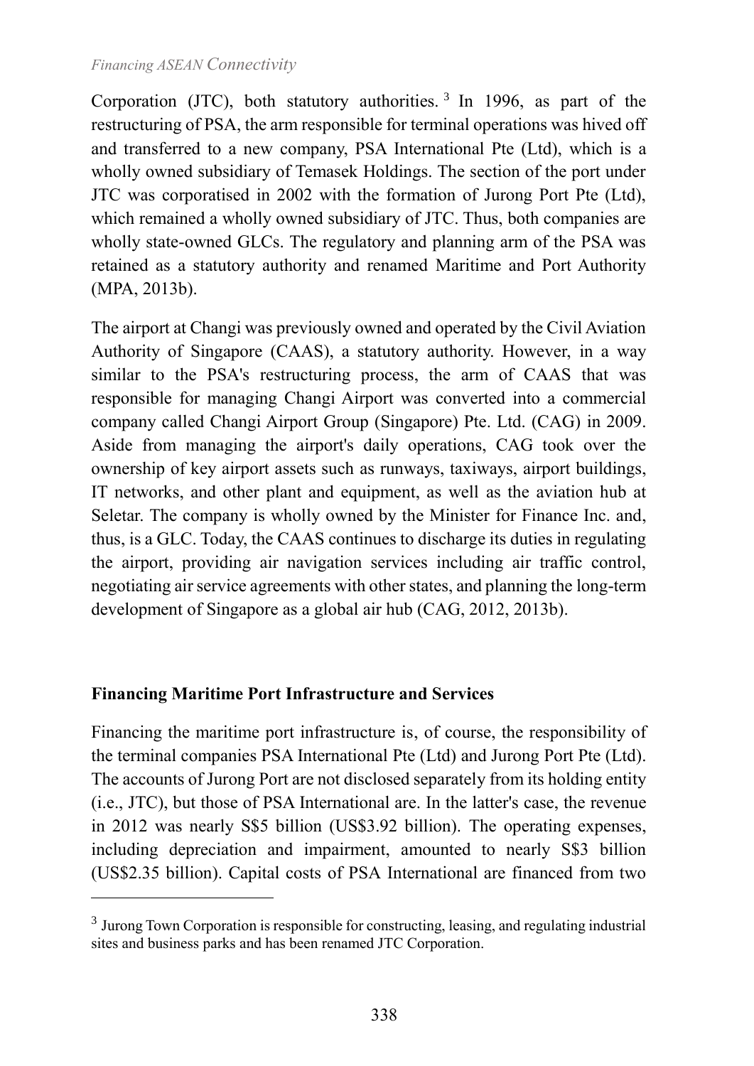Corporation (JTC), both statutory authorities.[3] In 1996, as part of the restructuring of PSA, the arm responsible for terminal operations was hived off and transferred to a new company, PSA International Pte (Ltd), which is a wholly owned subsidiary of Temasek Holdings. The section of the port under JTC was corporatised in 2002 with the formation of Jurong Port Pte (Ltd), which remained a wholly owned subsidiary of JTC. Thus, both companies are wholly state-owned GLCs. The regulatory and planning arm of the PSA was retained as a statutory authority and renamed Maritime and Port Authority (MPA, 2013b).

The airport at Changi was previously owned and operated by the Civil Aviation Authority of Singapore (CAAS), a statutory authority. However, in a way similar to the PSA's restructuring process, the arm of CAAS that was responsible for managing Changi Airport was converted into a commercial company called Changi Airport Group (Singapore) Pte. Ltd. (CAG) in 2009. Aside from managing the airport's daily operations, CAG took over the ownership of key airport assets such as runways, taxiways, airport buildings, IT networks, and other plant and equipment, as well as the aviation hub at Seletar. The company is wholly owned by the Minister for Finance Inc. and, thus, is a GLC. Today, the CAAS continues to discharge its duties in regulating the airport, providing air navigation services including air traffic control, negotiating air service agreements with other states, and planning the long-term development of Singapore as a global air hub (CAG, 2012, 2013b).

**Financing Maritime Port Infrastructure and Services**

Financing the maritime port infrastructure is, of course, the responsibility of the terminal companies PSA International Pte (Ltd) and Jurong Port Pte (Ltd). The accounts of Jurong Port are not disclosed separately from its holding entity (i.e., JTC), but those of PSA International are. In the latter's case, the revenue in 2012 was nearly S$5 billion (US$3.92 billion). The operating expenses, including depreciation and impairment, amounted to nearly S$3 billion (US$2.35 billion). Capital costs of PSA International are financed from two

[3] Jurong Town Corporation is responsible for constructing, leasing, and regulating industrial sites and business parks and has been renamed JTC Corporation.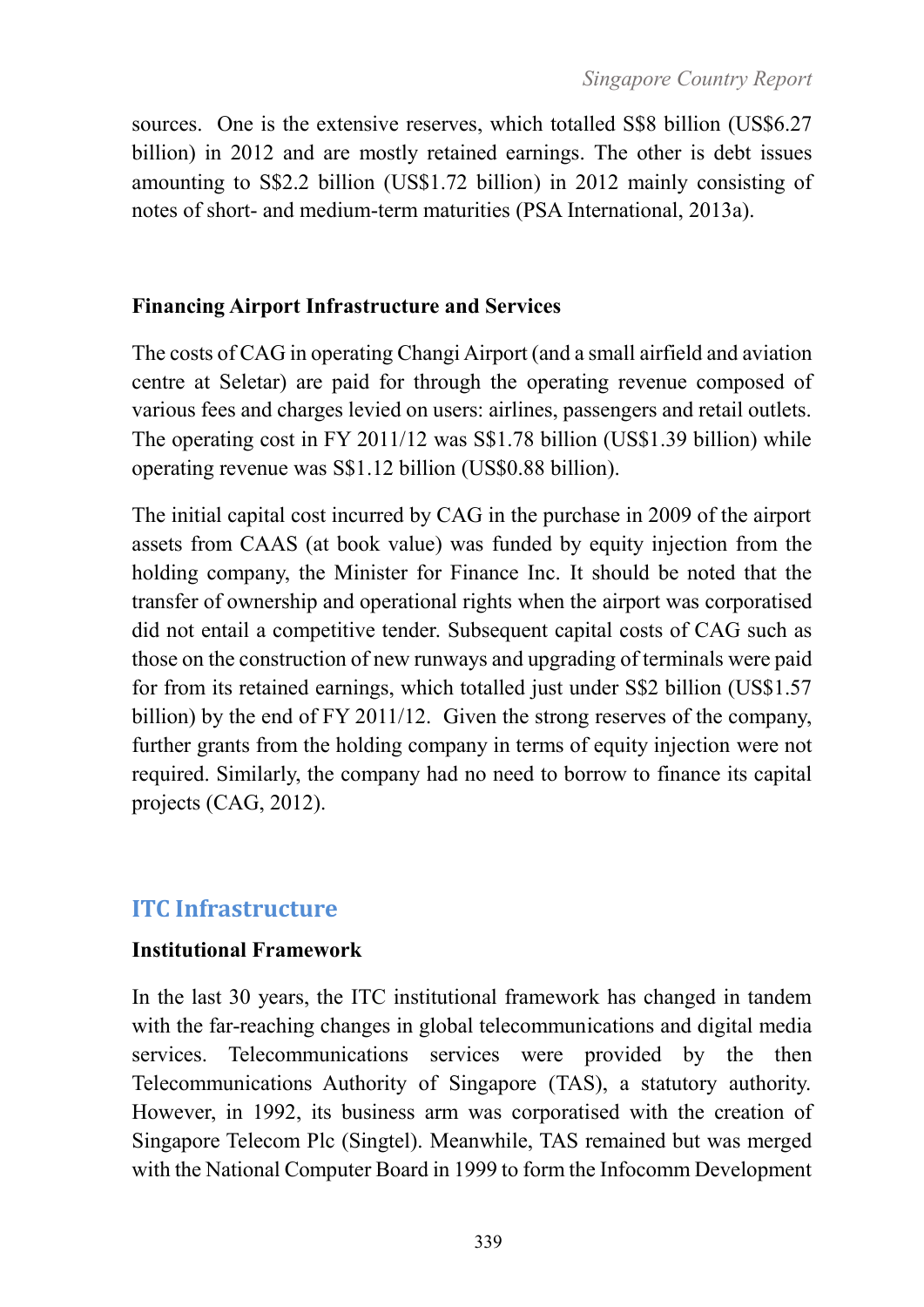sources. One is the extensive reserves, which totalled S$8 billion (US$6.27 billion) in 2012 and are mostly retained earnings. The other is debt issues amounting to S$2.2 billion (US$1.72 billion) in 2012 mainly consisting of notes of short- and medium-term maturities (PSA International, 2013a).

**Financing Airport Infrastructure and Services**

The costs of CAG in operating Changi Airport (and a small airfield and aviation centre at Seletar) are paid for through the operating revenue composed of various fees and charges levied on users: airlines, passengers and retail outlets. The operating cost in FY 2011/12 was S$1.78 billion (US$1.39 billion) while operating revenue was S$1.12 billion (US$0.88 billion).

The initial capital cost incurred by CAG in the purchase in 2009 of the airport assets from CAAS (at book value) was funded by equity injection from the holding company, the Minister for Finance Inc. It should be noted that the transfer of ownership and operational rights when the airport was corporatised did not entail a competitive tender. Subsequent capital costs of CAG such as those on the construction of new runways and upgrading of terminals were paid for from its retained earnings, which totalled just under S$2 billion (US$1.57 billion) by the end of FY 2011/12. Given the strong reserves of the company, further grants from the holding company in terms of equity injection were not required. Similarly, the company had no need to borrow to finance its capital projects (CAG, 2012).

## ITC Infrastructure

**Institutional Framework**

In the last 30 years, the ITC institutional framework has changed in tandem with the far-reaching changes in global telecommunications and digital media services. Telecommunications services were provided by the then Telecommunications Authority of Singapore (TAS), a statutory authority. However, in 1992, its business arm was corporatised with the creation of Singapore Telecom Plc (Singtel). Meanwhile, TAS remained but was merged with the National Computer Board in 1999 to form the Infocomm Development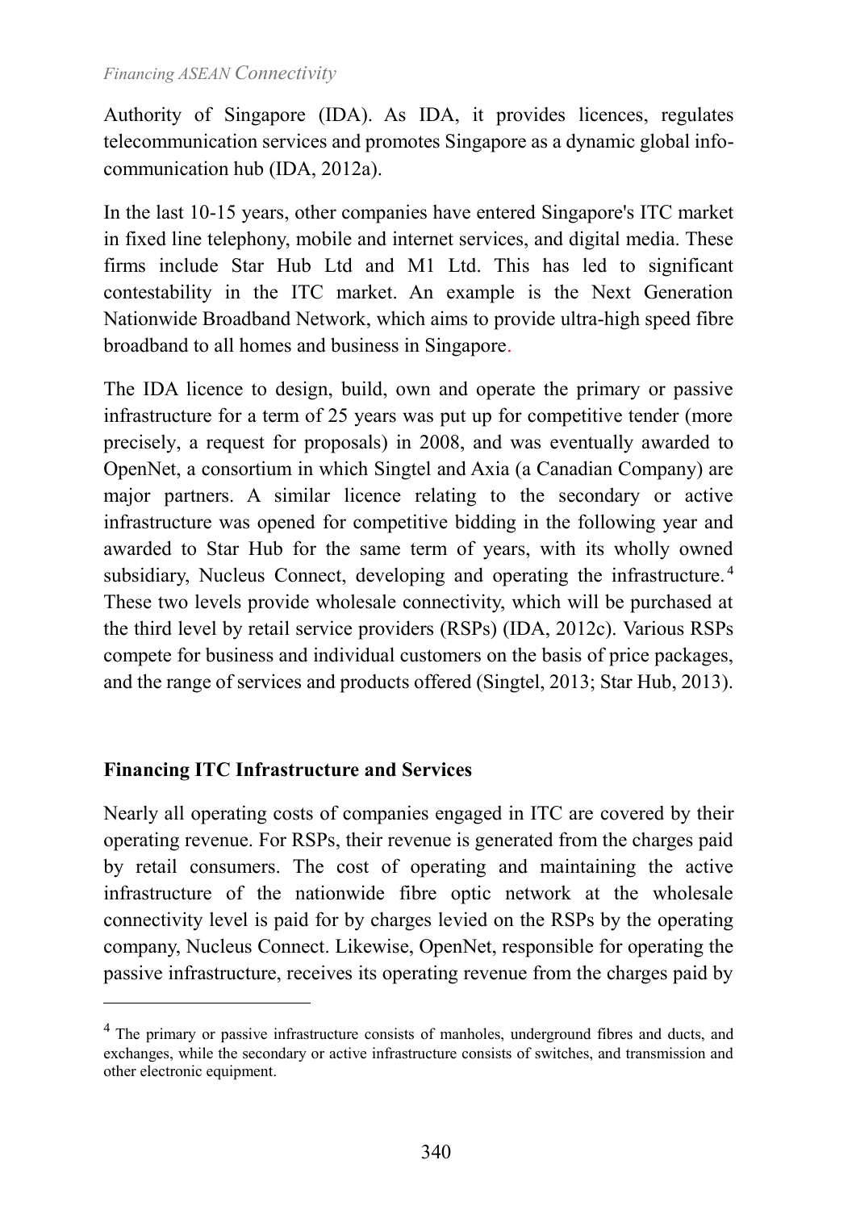Authority of Singapore (IDA). As IDA, it provides licences, regulates telecommunication services and promotes Singapore as a dynamic global info-communication hub (IDA, 2012a).

In the last 10-15 years, other companies have entered Singapore's ITC market in fixed line telephony, mobile and internet services, and digital media. These firms include Star Hub Ltd and M1 Ltd. This has led to significant contestability in the ITC market. An example is the Next Generation Nationwide Broadband Network, which aims to provide ultra-high speed fibre broadband to all homes and business in Singapore.

The IDA licence to design, build, own and operate the primary or passive infrastructure for a term of 25 years was put up for competitive tender (more precisely, a request for proposals) in 2008, and was eventually awarded to OpenNet, a consortium in which Singtel and Axia (a Canadian Company) are major partners. A similar licence relating to the secondary or active infrastructure was opened for competitive bidding in the following year and awarded to Star Hub for the same term of years, with its wholly owned subsidiary, Nucleus Connect, developing and operating the infrastructure.[4] These two levels provide wholesale connectivity, which will be purchased at the third level by retail service providers (RSPs) (IDA, 2012c). Various RSPs compete for business and individual customers on the basis of price packages, and the range of services and products offered (Singtel, 2013; Star Hub, 2013).

## Financing ITC Infrastructure and Services

Nearly all operating costs of companies engaged in ITC are covered by their operating revenue. For RSPs, their revenue is generated from the charges paid by retail consumers. The cost of operating and maintaining the active infrastructure of the nationwide fibre optic network at the wholesale connectivity level is paid for by charges levied on the RSPs by the operating company, Nucleus Connect. Likewise, OpenNet, responsible for operating the passive infrastructure, receives its operating revenue from the charges paid by

[4] The primary or passive infrastructure consists of manholes, underground fibres and ducts, and exchanges, while the secondary or active infrastructure consists of switches, and transmission and other electronic equipment.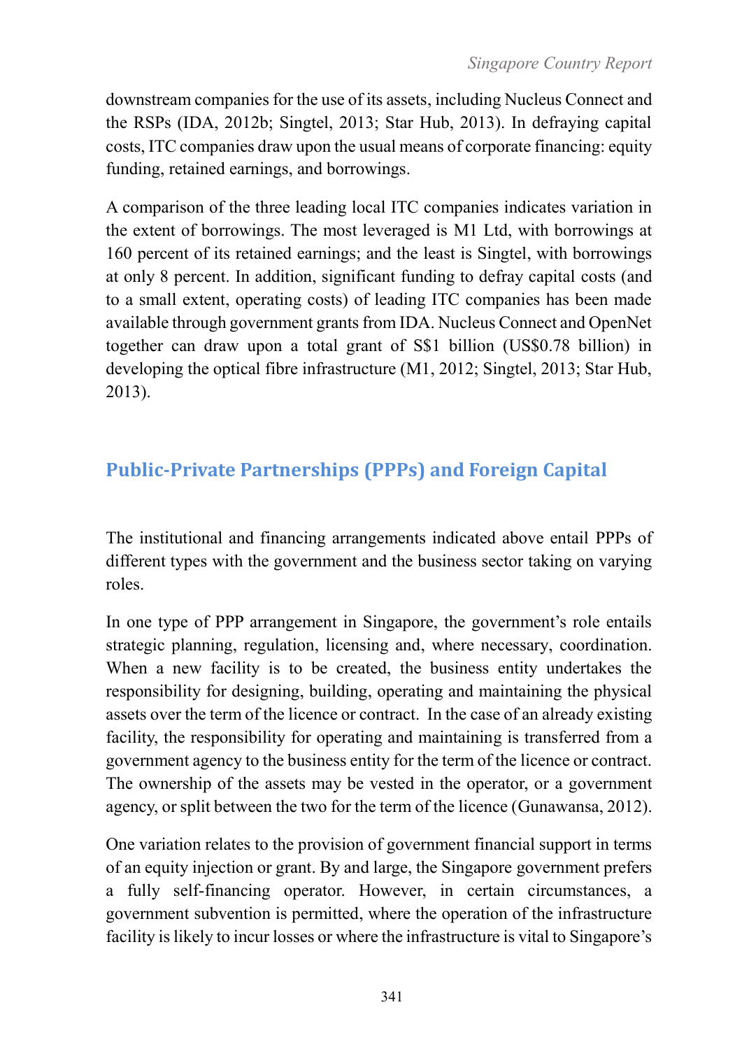downstream companies for the use of its assets, including Nucleus Connect and the RSPs (IDA, 2012b; Singtel, 2013; Star Hub, 2013). In defraying capital costs, ITC companies draw upon the usual means of corporate financing: equity funding, retained earnings, and borrowings.

A comparison of the three leading local ITC companies indicates variation in the extent of borrowings. The most leveraged is M1 Ltd, with borrowings at 160 percent of its retained earnings; and the least is Singtel, with borrowings at only 8 percent. In addition, significant funding to defray capital costs (and to a small extent, operating costs) of leading ITC companies has been made available through government grants from IDA. Nucleus Connect and OpenNet together can draw upon a total grant of S$1 billion (US$0.78 billion) in developing the optical fibre infrastructure (M1, 2012; Singtel, 2013; Star Hub, 2013).

## Public-Private Partnerships (PPPs) and Foreign Capital

The institutional and financing arrangements indicated above entail PPPs of different types with the government and the business sector taking on varying roles.

In one type of PPP arrangement in Singapore, the government's role entails strategic planning, regulation, licensing and, where necessary, coordination. When a new facility is to be created, the business entity undertakes the responsibility for designing, building, operating and maintaining the physical assets over the term of the licence or contract. In the case of an already existing facility, the responsibility for operating and maintaining is transferred from a government agency to the business entity for the term of the licence or contract. The ownership of the assets may be vested in the operator, or a government agency, or split between the two for the term of the licence (Gunawansa, 2012).

One variation relates to the provision of government financial support in terms of an equity injection or grant. By and large, the Singapore government prefers a fully self-financing operator. However, in certain circumstances, a government subvention is permitted, where the operation of the infrastructure facility is likely to incur losses or where the infrastructure is vital to Singapore's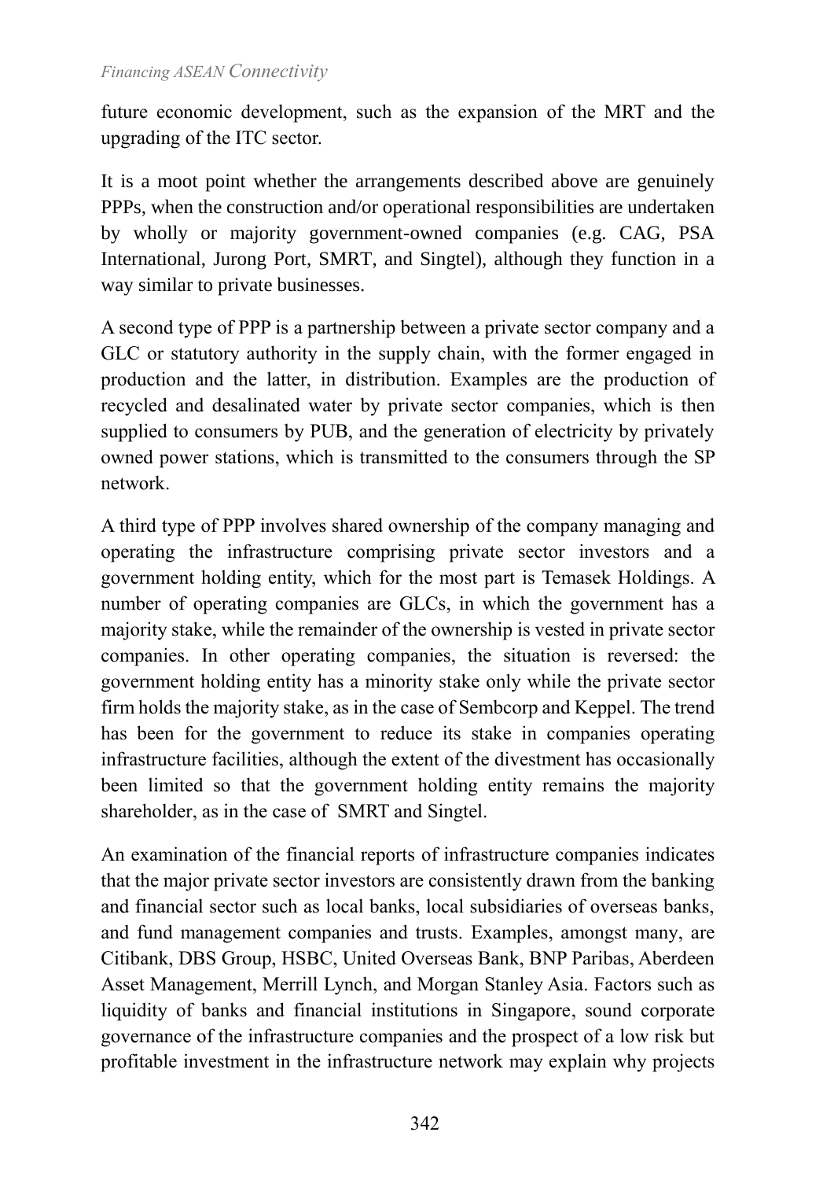future economic development, such as the expansion of the MRT and the upgrading of the ITC sector.

It is a moot point whether the arrangements described above are genuinely PPPs, when the construction and/or operational responsibilities are undertaken by wholly or majority government-owned companies (e.g. CAG, PSA International, Jurong Port, SMRT, and Singtel), although they function in a way similar to private businesses.

A second type of PPP is a partnership between a private sector company and a GLC or statutory authority in the supply chain, with the former engaged in production and the latter, in distribution. Examples are the production of recycled and desalinated water by private sector companies, which is then supplied to consumers by PUB, and the generation of electricity by privately owned power stations, which is transmitted to the consumers through the SP network.

A third type of PPP involves shared ownership of the company managing and operating the infrastructure comprising private sector investors and a government holding entity, which for the most part is Temasek Holdings. A number of operating companies are GLCs, in which the government has a majority stake, while the remainder of the ownership is vested in private sector companies. In other operating companies, the situation is reversed: the government holding entity has a minority stake only while the private sector firm holds the majority stake, as in the case of Sembcorp and Keppel. The trend has been for the government to reduce its stake in companies operating infrastructure facilities, although the extent of the divestment has occasionally been limited so that the government holding entity remains the majority shareholder, as in the case of SMRT and Singtel.

An examination of the financial reports of infrastructure companies indicates that the major private sector investors are consistently drawn from the banking and financial sector such as local banks, local subsidiaries of overseas banks, and fund management companies and trusts. Examples, amongst many, are Citibank, DBS Group, HSBC, United Overseas Bank, BNP Paribas, Aberdeen Asset Management, Merrill Lynch, and Morgan Stanley Asia. Factors such as liquidity of banks and financial institutions in Singapore, sound corporate governance of the infrastructure companies and the prospect of a low risk but profitable investment in the infrastructure network may explain why projects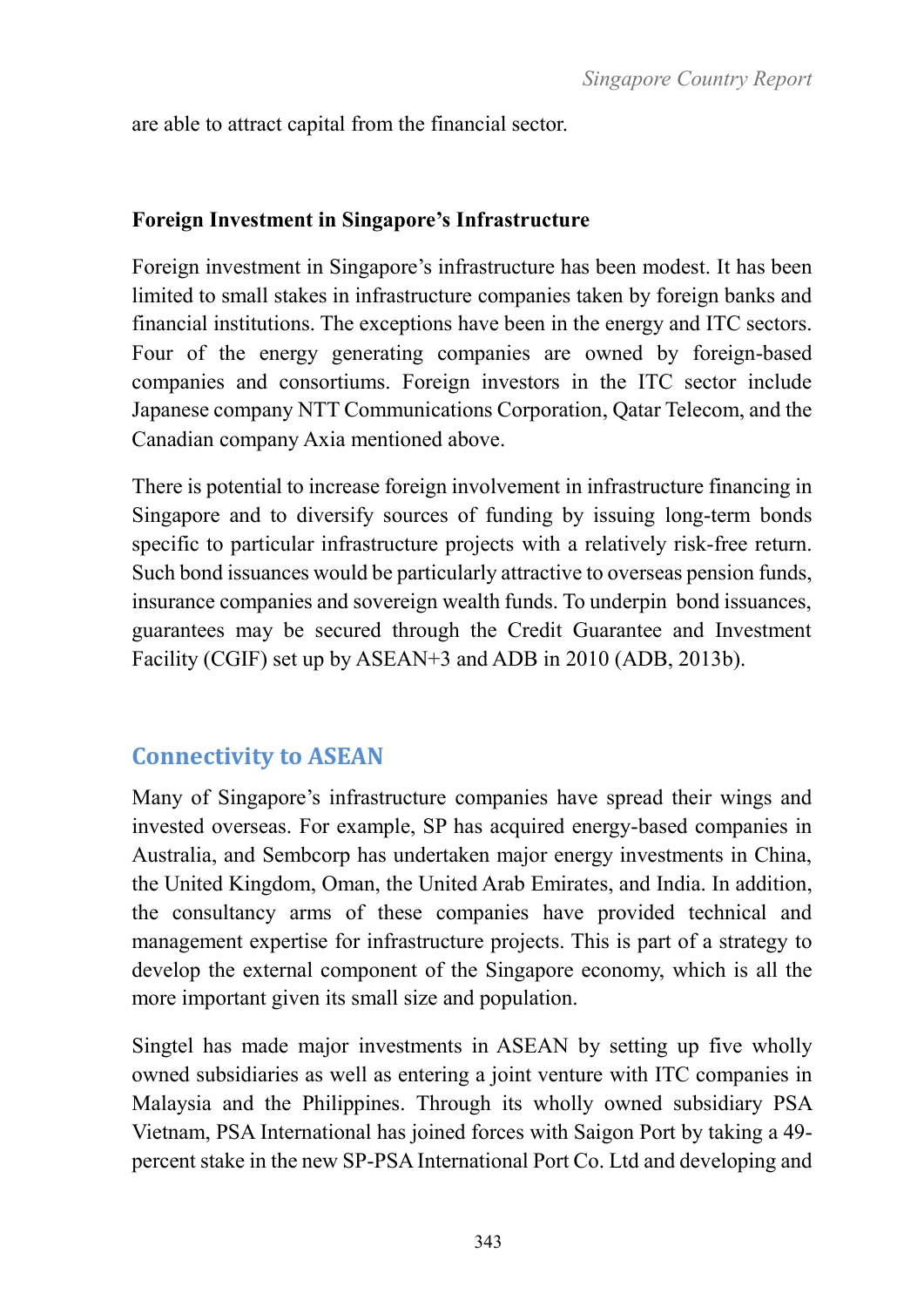are able to attract capital from the financial sector.

**Foreign Investment in Singapore's Infrastructure**

Foreign investment in Singapore's infrastructure has been modest. It has been limited to small stakes in infrastructure companies taken by foreign banks and financial institutions. The exceptions have been in the energy and ITC sectors. Four of the energy generating companies are owned by foreign-based companies and consortiums. Foreign investors in the ITC sector include Japanese company NTT Communications Corporation, Qatar Telecom, and the Canadian company Axia mentioned above.

There is potential to increase foreign involvement in infrastructure financing in Singapore and to diversify sources of funding by issuing long-term bonds specific to particular infrastructure projects with a relatively risk-free return. Such bond issuances would be particularly attractive to overseas pension funds, insurance companies and sovereign wealth funds. To underpin bond issuances, guarantees may be secured through the Credit Guarantee and Investment Facility (CGIF) set up by ASEAN+3 and ADB in 2010 (ADB, 2013b).

## Connectivity to ASEAN

Many of Singapore's infrastructure companies have spread their wings and invested overseas. For example, SP has acquired energy-based companies in Australia, and Sembcorp has undertaken major energy investments in China, the United Kingdom, Oman, the United Arab Emirates, and India. In addition, the consultancy arms of these companies have provided technical and management expertise for infrastructure projects. This is part of a strategy to develop the external component of the Singapore economy, which is all the more important given its small size and population.

Singtel has made major investments in ASEAN by setting up five wholly owned subsidiaries as well as entering a joint venture with ITC companies in Malaysia and the Philippines. Through its wholly owned subsidiary PSA Vietnam, PSA International has joined forces with Saigon Port by taking a 49-percent stake in the new SP-PSA International Port Co. Ltd and developing and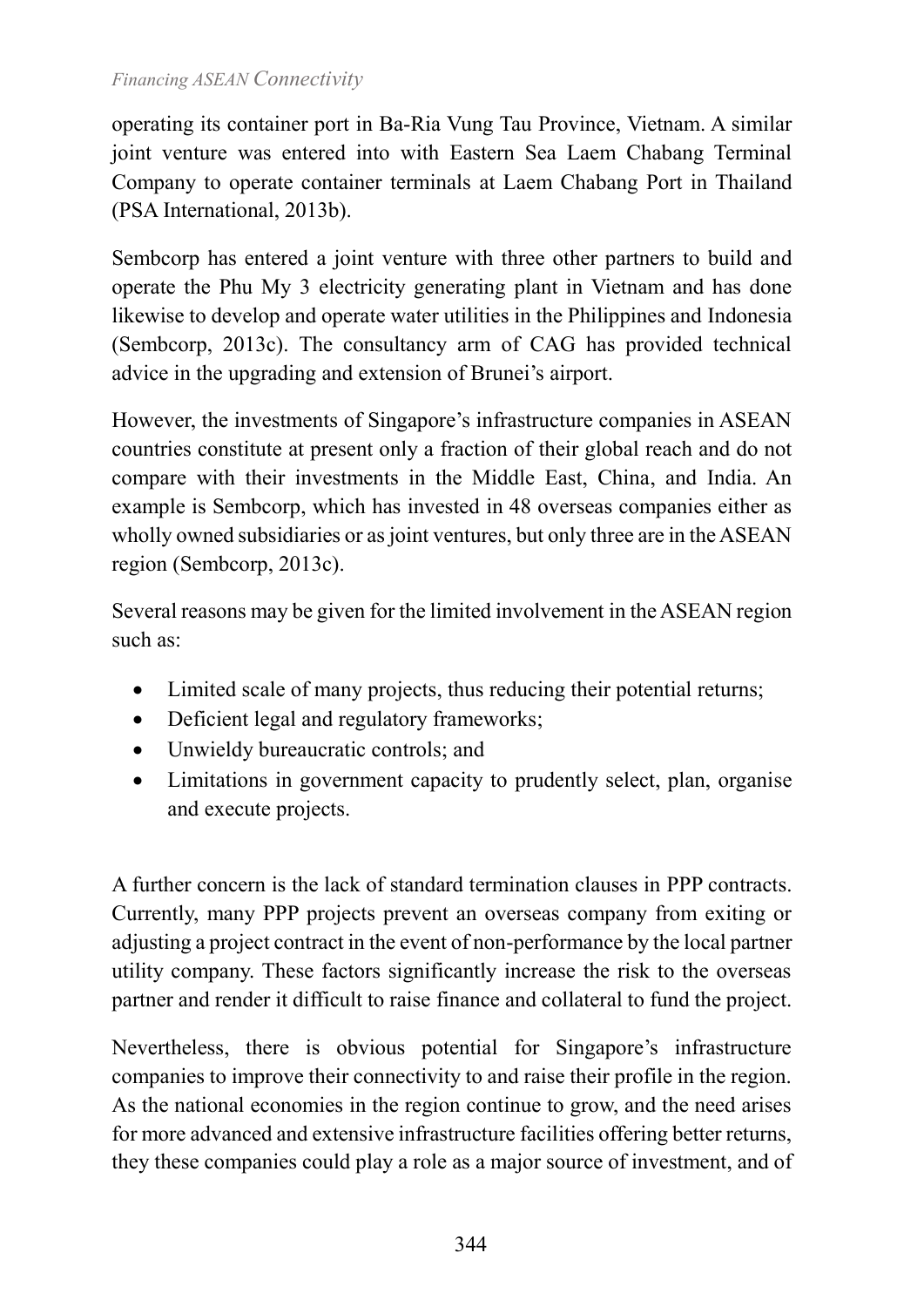operating its container port in Ba-Ria Vung Tau Province, Vietnam. A similar joint venture was entered into with Eastern Sea Laem Chabang Terminal Company to operate container terminals at Laem Chabang Port in Thailand (PSA International, 2013b).

Sembcorp has entered a joint venture with three other partners to build and operate the Phu My 3 electricity generating plant in Vietnam and has done likewise to develop and operate water utilities in the Philippines and Indonesia (Sembcorp, 2013c). The consultancy arm of CAG has provided technical advice in the upgrading and extension of Brunei's airport.

However, the investments of Singapore's infrastructure companies in ASEAN countries constitute at present only a fraction of their global reach and do not compare with their investments in the Middle East, China, and India. An example is Sembcorp, which has invested in 48 overseas companies either as wholly owned subsidiaries or as joint ventures, but only three are in the ASEAN region (Sembcorp, 2013c).

Several reasons may be given for the limited involvement in the ASEAN region such as:

- Limited scale of many projects, thus reducing their potential returns;
- Deficient legal and regulatory frameworks;
- Unwieldy bureaucratic controls; and
- Limitations in government capacity to prudently select, plan, organise and execute projects.

A further concern is the lack of standard termination clauses in PPP contracts. Currently, many PPP projects prevent an overseas company from exiting or adjusting a project contract in the event of non-performance by the local partner utility company. These factors significantly increase the risk to the overseas partner and render it difficult to raise finance and collateral to fund the project.

Nevertheless, there is obvious potential for Singapore's infrastructure companies to improve their connectivity to and raise their profile in the region. As the national economies in the region continue to grow, and the need arises for more advanced and extensive infrastructure facilities offering better returns, they these companies could play a role as a major source of investment, and of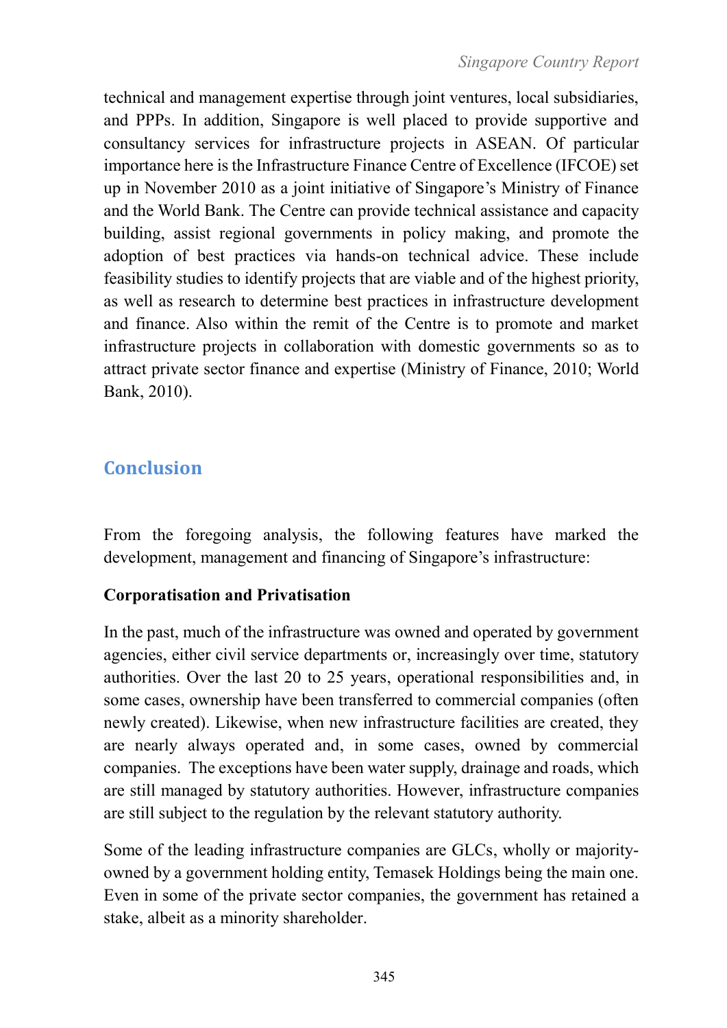technical and management expertise through joint ventures, local subsidiaries, and PPPs. In addition, Singapore is well placed to provide supportive and consultancy services for infrastructure projects in ASEAN. Of particular importance here is the Infrastructure Finance Centre of Excellence (IFCOE) set up in November 2010 as a joint initiative of Singapore's Ministry of Finance and the World Bank. The Centre can provide technical assistance and capacity building, assist regional governments in policy making, and promote the adoption of best practices via hands-on technical advice. These include feasibility studies to identify projects that are viable and of the highest priority, as well as research to determine best practices in infrastructure development and finance. Also within the remit of the Centre is to promote and market infrastructure projects in collaboration with domestic governments so as to attract private sector finance and expertise (Ministry of Finance, 2010; World Bank, 2010).

## Conclusion

From the foregoing analysis, the following features have marked the development, management and financing of Singapore's infrastructure:

**Corporatisation and Privatisation**

In the past, much of the infrastructure was owned and operated by government agencies, either civil service departments or, increasingly over time, statutory authorities. Over the last 20 to 25 years, operational responsibilities and, in some cases, ownership have been transferred to commercial companies (often newly created). Likewise, when new infrastructure facilities are created, they are nearly always operated and, in some cases, owned by commercial companies. The exceptions have been water supply, drainage and roads, which are still managed by statutory authorities. However, infrastructure companies are still subject to the regulation by the relevant statutory authority.

Some of the leading infrastructure companies are GLCs, wholly or majority-owned by a government holding entity, Temasek Holdings being the main one. Even in some of the private sector companies, the government has retained a stake, albeit as a minority shareholder.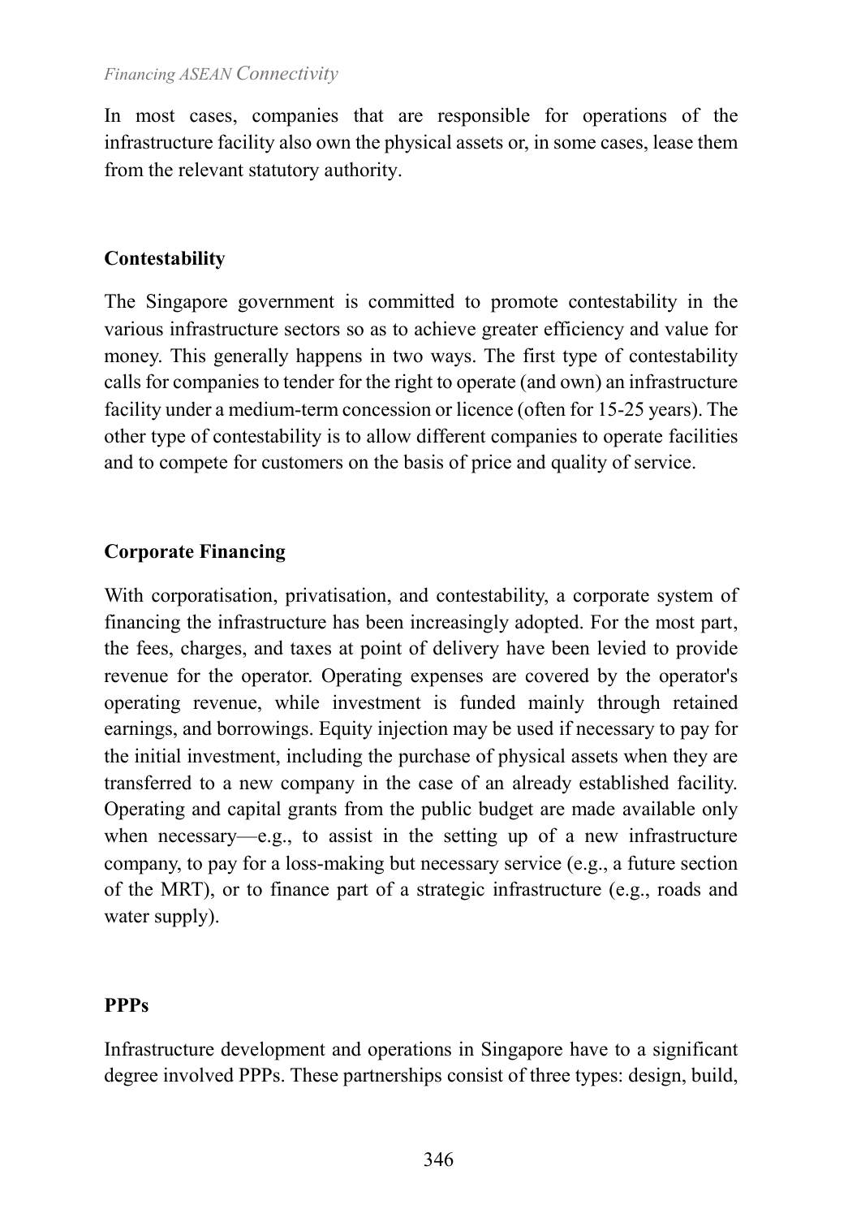In most cases, companies that are responsible for operations of the infrastructure facility also own the physical assets or, in some cases, lease them from the relevant statutory authority.

## Contestability

The Singapore government is committed to promote contestability in the various infrastructure sectors so as to achieve greater efficiency and value for money. This generally happens in two ways. The first type of contestability calls for companies to tender for the right to operate (and own) an infrastructure facility under a medium-term concession or licence (often for 15-25 years). The other type of contestability is to allow different companies to operate facilities and to compete for customers on the basis of price and quality of service.

## Corporate Financing

With corporatisation, privatisation, and contestability, a corporate system of financing the infrastructure has been increasingly adopted. For the most part, the fees, charges, and taxes at point of delivery have been levied to provide revenue for the operator. Operating expenses are covered by the operator's operating revenue, while investment is funded mainly through retained earnings, and borrowings. Equity injection may be used if necessary to pay for the initial investment, including the purchase of physical assets when they are transferred to a new company in the case of an already established facility. Operating and capital grants from the public budget are made available only when necessary—e.g., to assist in the setting up of a new infrastructure company, to pay for a loss-making but necessary service (e.g., a future section of the MRT), or to finance part of a strategic infrastructure (e.g., roads and water supply).

## PPPs

Infrastructure development and operations in Singapore have to a significant degree involved PPPs. These partnerships consist of three types: design, build,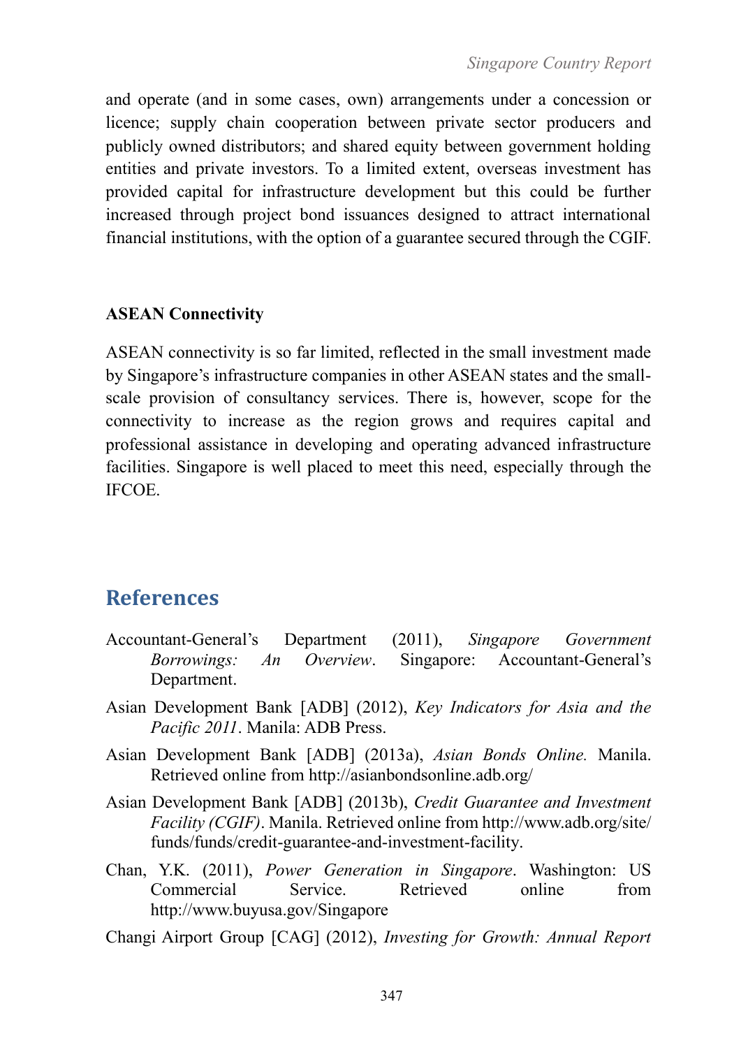and operate (and in some cases, own) arrangements under a concession or licence; supply chain cooperation between private sector producers and publicly owned distributors; and shared equity between government holding entities and private investors. To a limited extent, overseas investment has provided capital for infrastructure development but this could be further increased through project bond issuances designed to attract international financial institutions, with the option of a guarantee secured through the CGIF.

**ASEAN Connectivity**

ASEAN connectivity is so far limited, reflected in the small investment made by Singapore's infrastructure companies in other ASEAN states and the small-scale provision of consultancy services. There is, however, scope for the connectivity to increase as the region grows and requires capital and professional assistance in developing and operating advanced infrastructure facilities. Singapore is well placed to meet this need, especially through the IFCOE.

## References

Accountant-General's Department (2011), *Singapore Government Borrowings: An Overview*. Singapore: Accountant-General's Department.

Asian Development Bank [ADB] (2012), *Key Indicators for Asia and the Pacific 2011*. Manila: ADB Press.

Asian Development Bank [ADB] (2013a), *Asian Bonds Online.* Manila. Retrieved online from http://asianbondsonline.adb.org/

Asian Development Bank [ADB] (2013b), *Credit Guarantee and Investment Facility (CGIF)*. Manila. Retrieved online from http://www.adb.org/site/funds/funds/credit-guarantee-and-investment-facility.

Chan, Y.K. (2011), *Power Generation in Singapore*. Washington: US Commercial Service. Retrieved online from http://www.buyusa.gov/Singapore

Changi Airport Group [CAG] (2012), *Investing for Growth: Annual Report*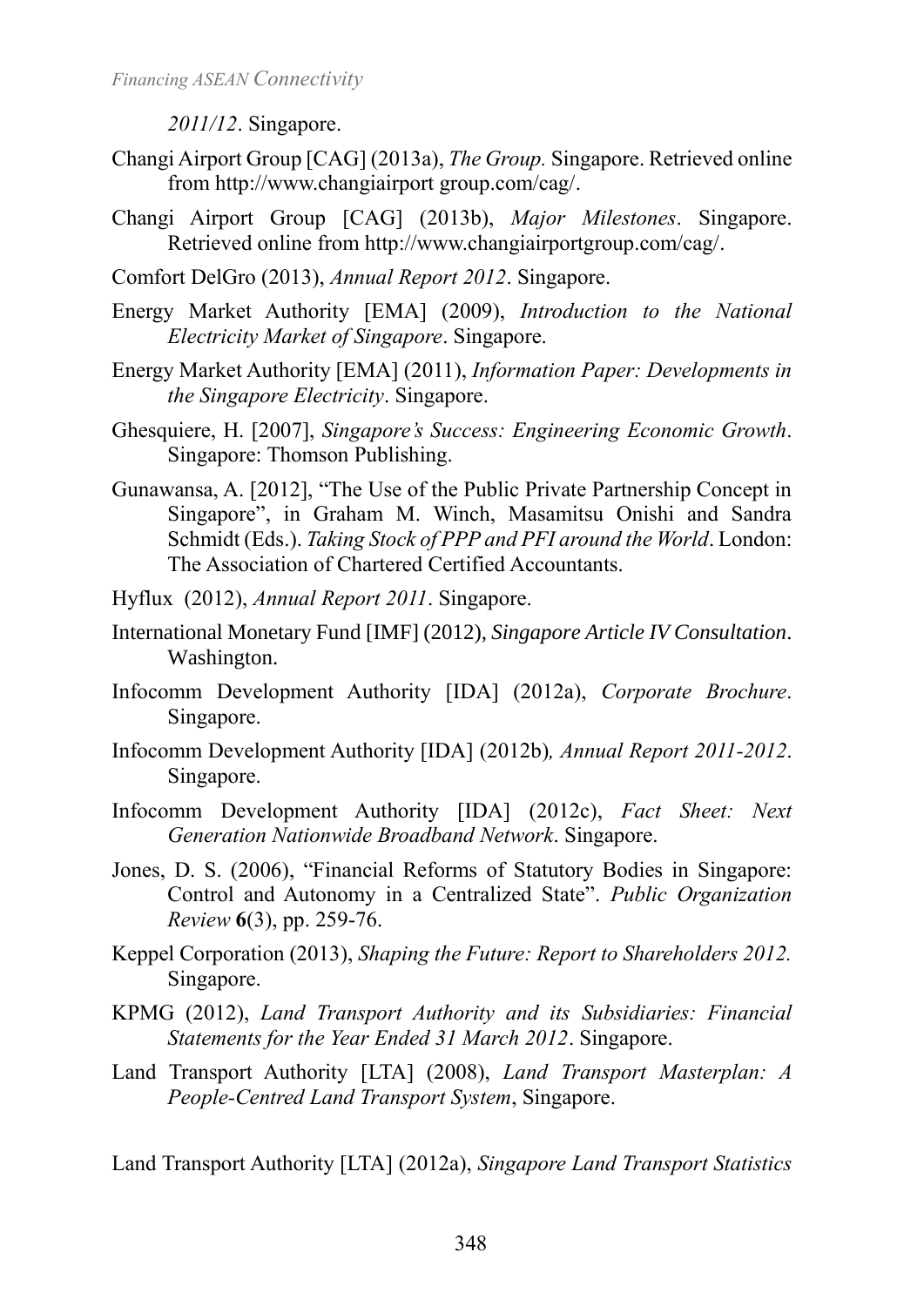*2011/12*. Singapore.

Changi Airport Group [CAG] (2013a), *The Group.* Singapore. Retrieved online from http://www.changiairport group.com/cag/.

Changi Airport Group [CAG] (2013b), *Major Milestones*. Singapore. Retrieved online from http://www.changiairportgroup.com/cag/.

Comfort DelGro (2013), *Annual Report 2012*. Singapore.

Energy Market Authority [EMA] (2009), *Introduction to the National Electricity Market of Singapore*. Singapore.

Energy Market Authority [EMA] (2011), *Information Paper: Developments in the Singapore Electricity*. Singapore.

Ghesquiere, H. [2007], *Singapore's Success: Engineering Economic Growth*. Singapore: Thomson Publishing.

Gunawansa, A. [2012], "The Use of the Public Private Partnership Concept in Singapore", in Graham M. Winch, Masamitsu Onishi and Sandra Schmidt (Eds.). *Taking Stock of PPP and PFI around the World*. London: The Association of Chartered Certified Accountants.

Hyflux (2012), *Annual Report 2011*. Singapore.

International Monetary Fund [IMF] (2012), *Singapore Article IV Consultation*. Washington.

Infocomm Development Authority [IDA] (2012a), *Corporate Brochure*. Singapore.

Infocomm Development Authority [IDA] (2012b)*, Annual Report 2011-2012*. Singapore.

Infocomm Development Authority [IDA] (2012c), *Fact Sheet: Next Generation Nationwide Broadband Network*. Singapore.

Jones, D. S. (2006), "Financial Reforms of Statutory Bodies in Singapore: Control and Autonomy in a Centralized State". *Public Organization Review* **6**(3), pp. 259-76.

Keppel Corporation (2013), *Shaping the Future: Report to Shareholders 2012.* Singapore.

KPMG (2012), *Land Transport Authority and its Subsidiaries: Financial Statements for the Year Ended 31 March 2012*. Singapore.

Land Transport Authority [LTA] (2008), *Land Transport Masterplan: A People-Centred Land Transport System*, Singapore.

Land Transport Authority [LTA] (2012a), *Singapore Land Transport Statistics*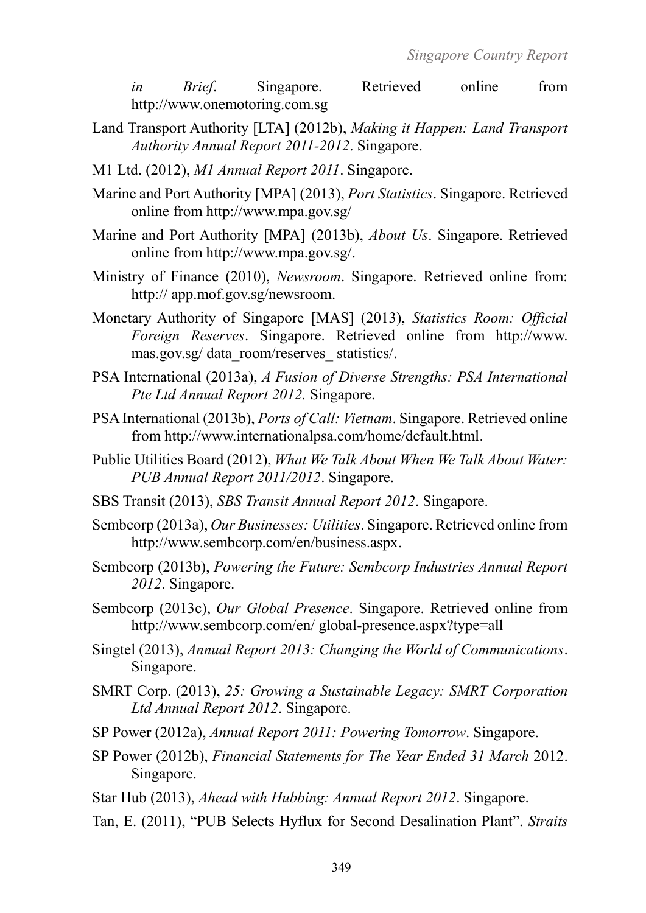*in Brief*. Singapore. Retrieved online from http://www.onemotoring.com.sg

Land Transport Authority [LTA] (2012b), *Making it Happen: Land Transport Authority Annual Report 2011-2012*. Singapore.

M1 Ltd. (2012), *M1 Annual Report 2011*. Singapore.

Marine and Port Authority [MPA] (2013), *Port Statistics*. Singapore. Retrieved online from http://www.mpa.gov.sg/

Marine and Port Authority [MPA] (2013b), *About Us*. Singapore. Retrieved online from http://www.mpa.gov.sg/.

Ministry of Finance (2010), *Newsroom*. Singapore. Retrieved online from: http:// app.mof.gov.sg/newsroom.

Monetary Authority of Singapore [MAS] (2013), *Statistics Room: Official Foreign Reserves*. Singapore. Retrieved online from http://www.mas.gov.sg/ data_room/reserves_ statistics/.

PSA International (2013a), *A Fusion of Diverse Strengths: PSA International Pte Ltd Annual Report 2012.* Singapore.

PSA International (2013b), *Ports of Call: Vietnam*. Singapore. Retrieved online from http://www.internationalpsa.com/home/default.html.

Public Utilities Board (2012), *What We Talk About When We Talk About Water: PUB Annual Report 2011/2012*. Singapore.

SBS Transit (2013), *SBS Transit Annual Report 2012*. Singapore.

Sembcorp (2013a), *Our Businesses: Utilities*. Singapore. Retrieved online from http://www.sembcorp.com/en/business.aspx.

Sembcorp (2013b), *Powering the Future: Sembcorp Industries Annual Report 2012*. Singapore.

Sembcorp (2013c), *Our Global Presence*. Singapore. Retrieved online from http://www.sembcorp.com/en/ global-presence.aspx?type=all

Singtel (2013), *Annual Report 2013: Changing the World of Communications*. Singapore.

SMRT Corp. (2013), *25: Growing a Sustainable Legacy: SMRT Corporation Ltd Annual Report 2012*. Singapore.

SP Power (2012a), *Annual Report 2011: Powering Tomorrow*. Singapore.

SP Power (2012b), *Financial Statements for The Year Ended 31 March* 2012. Singapore.

Star Hub (2013), *Ahead with Hubbing: Annual Report 2012*. Singapore.

Tan, E. (2011), "PUB Selects Hyflux for Second Desalination Plant". *Straits*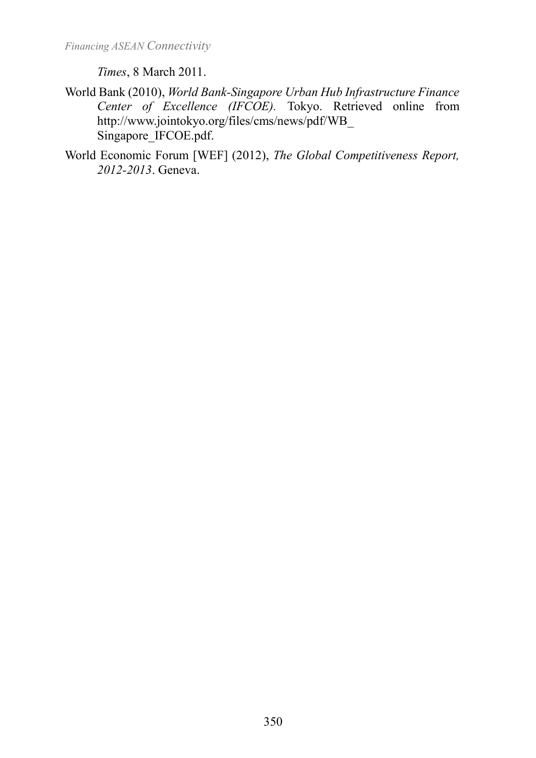*Times*, 8 March 2011.

World Bank (2010), *World Bank-Singapore Urban Hub Infrastructure Finance Center of Excellence (IFCOE)*. Tokyo. Retrieved online from http://www.jointokyo.org/files/cms/news/pdf/WB_Singapore_IFCOE.pdf.

World Economic Forum [WEF] (2012), *The Global Competitiveness Report, 2012-2013*. Geneva.